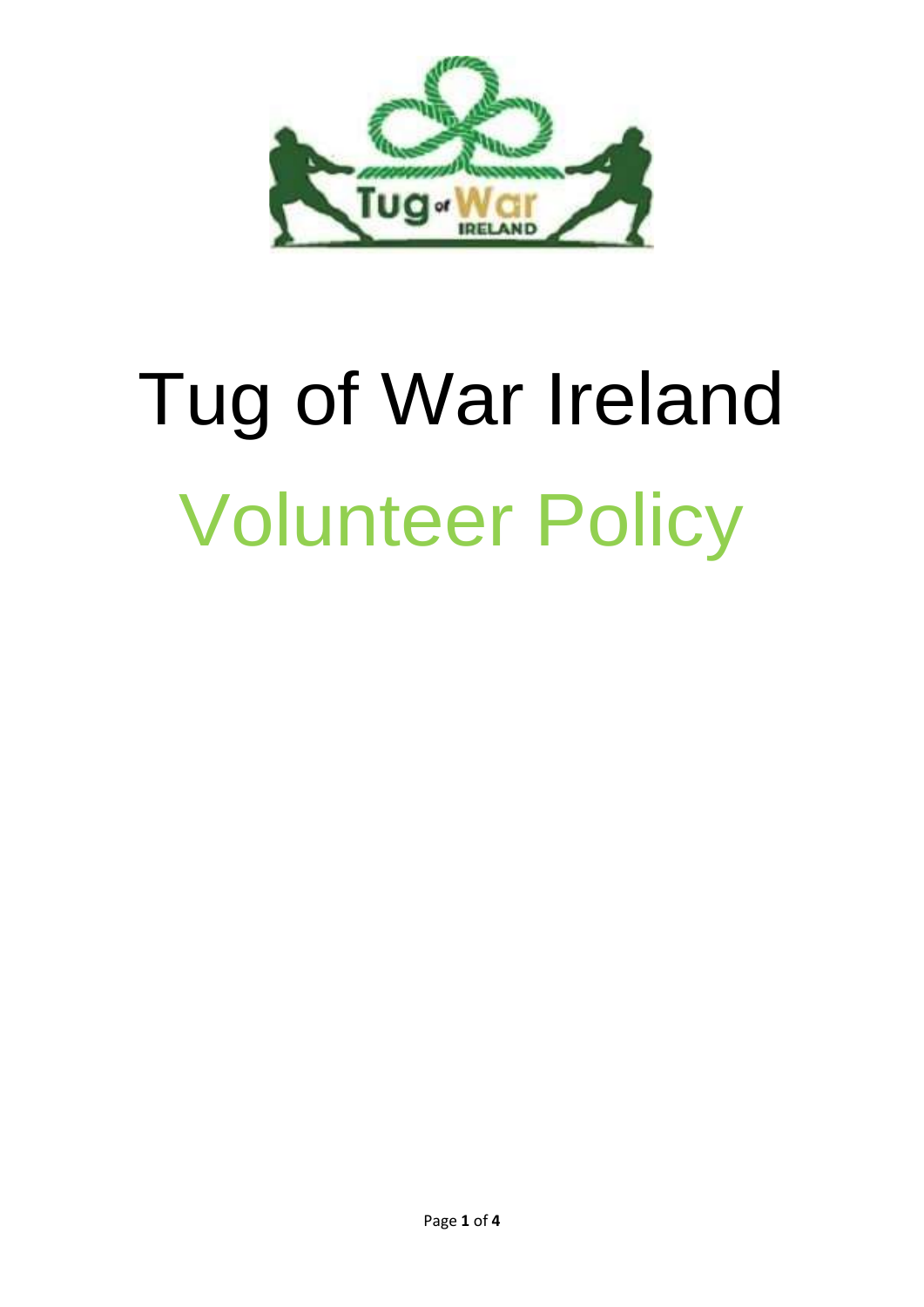# Tug of War Ireland

# Volunteer Policy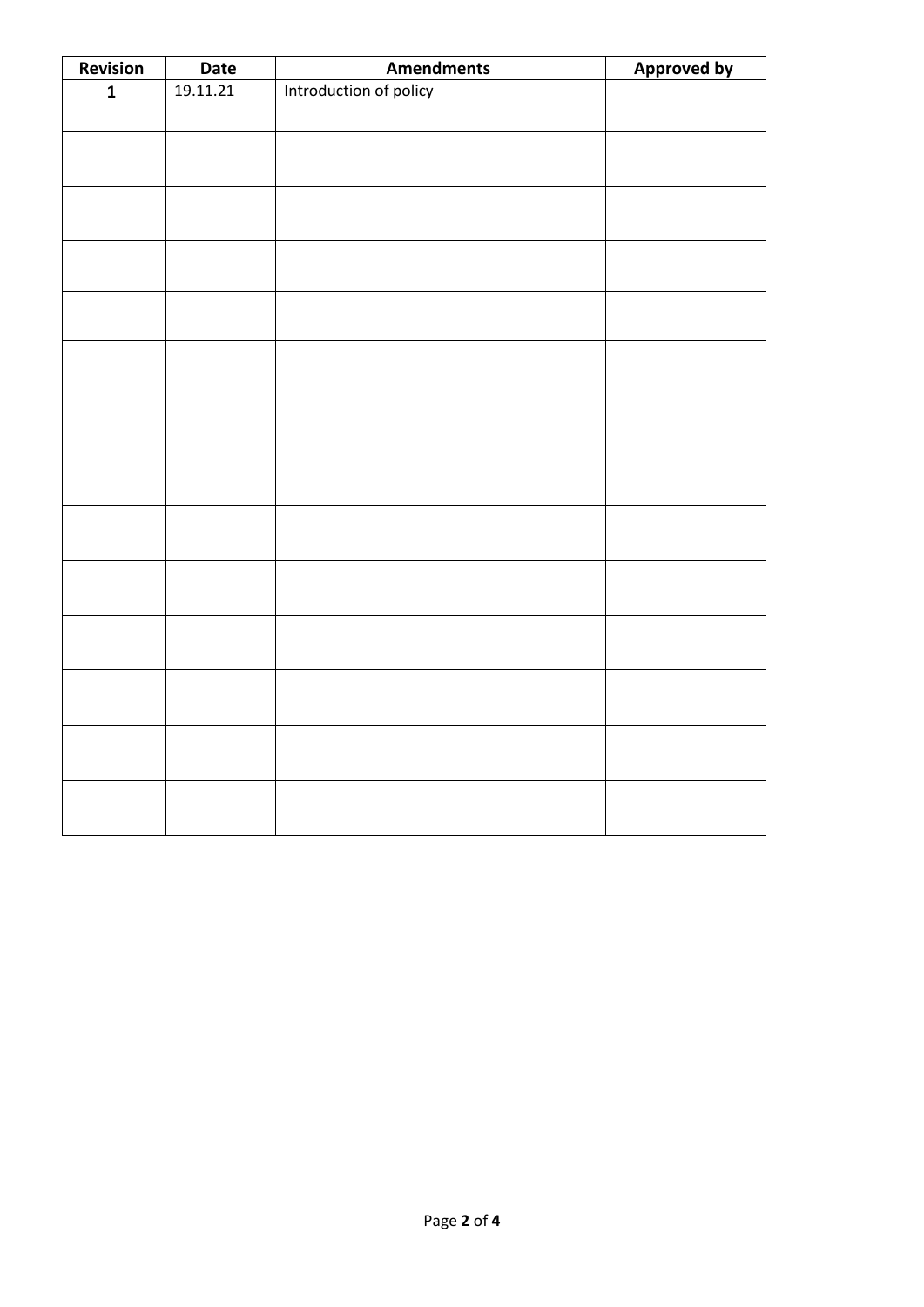| Revision | Date | Amendments | Approved by |
|---|---|---|---|
| **1** | 19.11.21 | Introduction of policy | |
| | | | |
| | | | |
| | | | |
| | | | |
| | | | |
| | | | |
| | | | |
| | | | |
| | | | |
| | | | |
| | | | |
| | | | |
| | | | |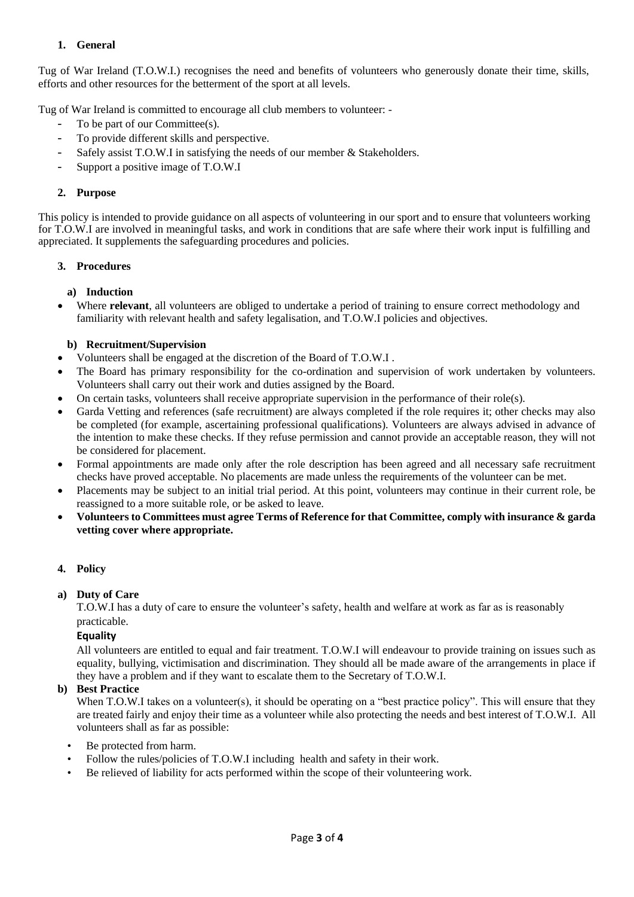## 1. General

Tug of War Ireland (T.O.W.I.) recognises the need and benefits of volunteers who generously donate their time, skills, efforts and other resources for the betterment of the sport at all levels.

Tug of War Ireland is committed to encourage all club members to volunteer: -

- To be part of our Committee(s).
- To provide different skills and perspective.
- Safely assist T.O.W.I in satisfying the needs of our member & Stakeholders.
- Support a positive image of T.O.W.I

## 2. Purpose

This policy is intended to provide guidance on all aspects of volunteering in our sport and to ensure that volunteers working for T.O.W.I are involved in meaningful tasks, and work in conditions that are safe where their work input is fulfilling and appreciated. It supplements the safeguarding procedures and policies.

## 3. Procedures

### a) Induction

- Where **relevant**, all volunteers are obliged to undertake a period of training to ensure correct methodology and familiarity with relevant health and safety legalisation, and T.O.W.I policies and objectives.

### b) Recruitment/Supervision

- Volunteers shall be engaged at the discretion of the Board of T.O.W.I .
- The Board has primary responsibility for the co-ordination and supervision of work undertaken by volunteers. Volunteers shall carry out their work and duties assigned by the Board.
- On certain tasks, volunteers shall receive appropriate supervision in the performance of their role(s).
- Garda Vetting and references (safe recruitment) are always completed if the role requires it; other checks may also be completed (for example, ascertaining professional qualifications). Volunteers are always advised in advance of the intention to make these checks. If they refuse permission and cannot provide an acceptable reason, they will not be considered for placement.
- Formal appointments are made only after the role description has been agreed and all necessary safe recruitment checks have proved acceptable. No placements are made unless the requirements of the volunteer can be met.
- Placements may be subject to an initial trial period. At this point, volunteers may continue in their current role, be reassigned to a more suitable role, or be asked to leave.
- **Volunteers to Committees must agree Terms of Reference for that Committee, comply with insurance & garda vetting cover where appropriate.**

## 4. Policy

### a) Duty of Care

T.O.W.I has a duty of care to ensure the volunteer's safety, health and welfare at work as far as is reasonably practicable.

**Equality**

All volunteers are entitled to equal and fair treatment. T.O.W.I will endeavour to provide training on issues such as equality, bullying, victimisation and discrimination. They should all be made aware of the arrangements in place if they have a problem and if they want to escalate them to the Secretary of T.O.W.I.

### b) Best Practice

When T.O.W.I takes on a volunteer(s), it should be operating on a "best practice policy". This will ensure that they are treated fairly and enjoy their time as a volunteer while also protecting the needs and best interest of T.O.W.I. All volunteers shall as far as possible:

- Be protected from harm.
- Follow the rules/policies of T.O.W.I including health and safety in their work.
- Be relieved of liability for acts performed within the scope of their volunteering work.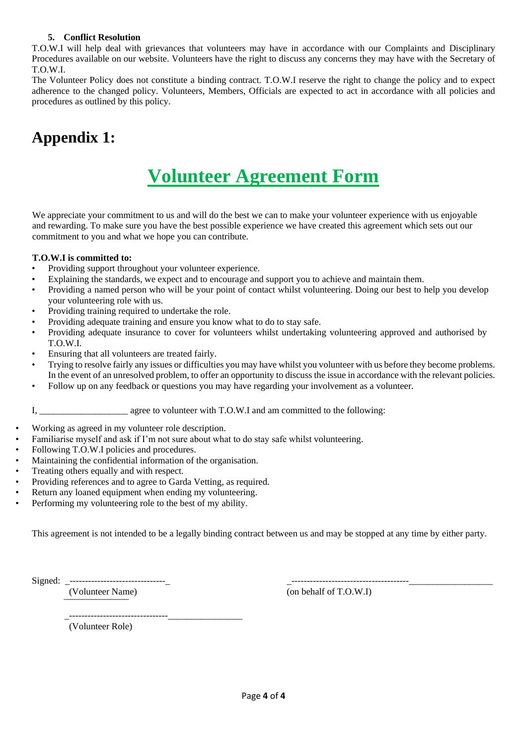### 5. Conflict Resolution

T.O.W.I will help deal with grievances that volunteers may have in accordance with our Complaints and Disciplinary Procedures available on our website. Volunteers have the right to discuss any concerns they may have with the Secretary of T.O.W.I.

The Volunteer Policy does not constitute a binding contract. T.O.W.I reserve the right to change the policy and to expect adherence to the changed policy. Volunteers, Members, Officials are expected to act in accordance with all policies and procedures as outlined by this policy.

# Appendix 1:

# Volunteer Agreement Form

We appreciate your commitment to us and will do the best we can to make your volunteer experience with us enjoyable and rewarding. To make sure you have the best possible experience we have created this agreement which sets out our commitment to you and what we hope you can contribute.

**T.O.W.I is committed to:**

- Providing support throughout your volunteer experience.
- Explaining the standards, we expect and to encourage and support you to achieve and maintain them.
- Providing a named person who will be your point of contact whilst volunteering. Doing our best to help you develop your volunteering role with us.
- Providing training required to undertake the role.
- Providing adequate training and ensure you know what to do to stay safe.
- Providing adequate insurance to cover for volunteers whilst undertaking volunteering approved and authorised by T.O.W.I.
- Ensuring that all volunteers are treated fairly.
- Trying to resolve fairly any issues or difficulties you may have whilst you volunteer with us before they become problems. In the event of an unresolved problem, to offer an opportunity to discuss the issue in accordance with the relevant policies.
- Follow up on any feedback or questions you may have regarding your involvement as a volunteer.

I, __________________ agree to volunteer with T.O.W.I and am committed to the following:

- Working as agreed in my volunteer role description.
- Familiarise myself and ask if I'm not sure about what to do stay safe whilst volunteering.
- Following T.O.W.I policies and procedures.
- Maintaining the confidential information of the organisation.
- Treating others equally and with respect.
- Providing references and to agree to Garda Vetting, as required.
- Return any loaned equipment when ending my volunteering.
- Performing my volunteering role to the best of my ability.

This agreement is not intended to be a legally binding contract between us and may be stopped at any time by either party.

Signed: _______________________________ (Volunteer Name)

_______________________________ (on behalf of T.O.W.I)

_______________________________ (Volunteer Role)